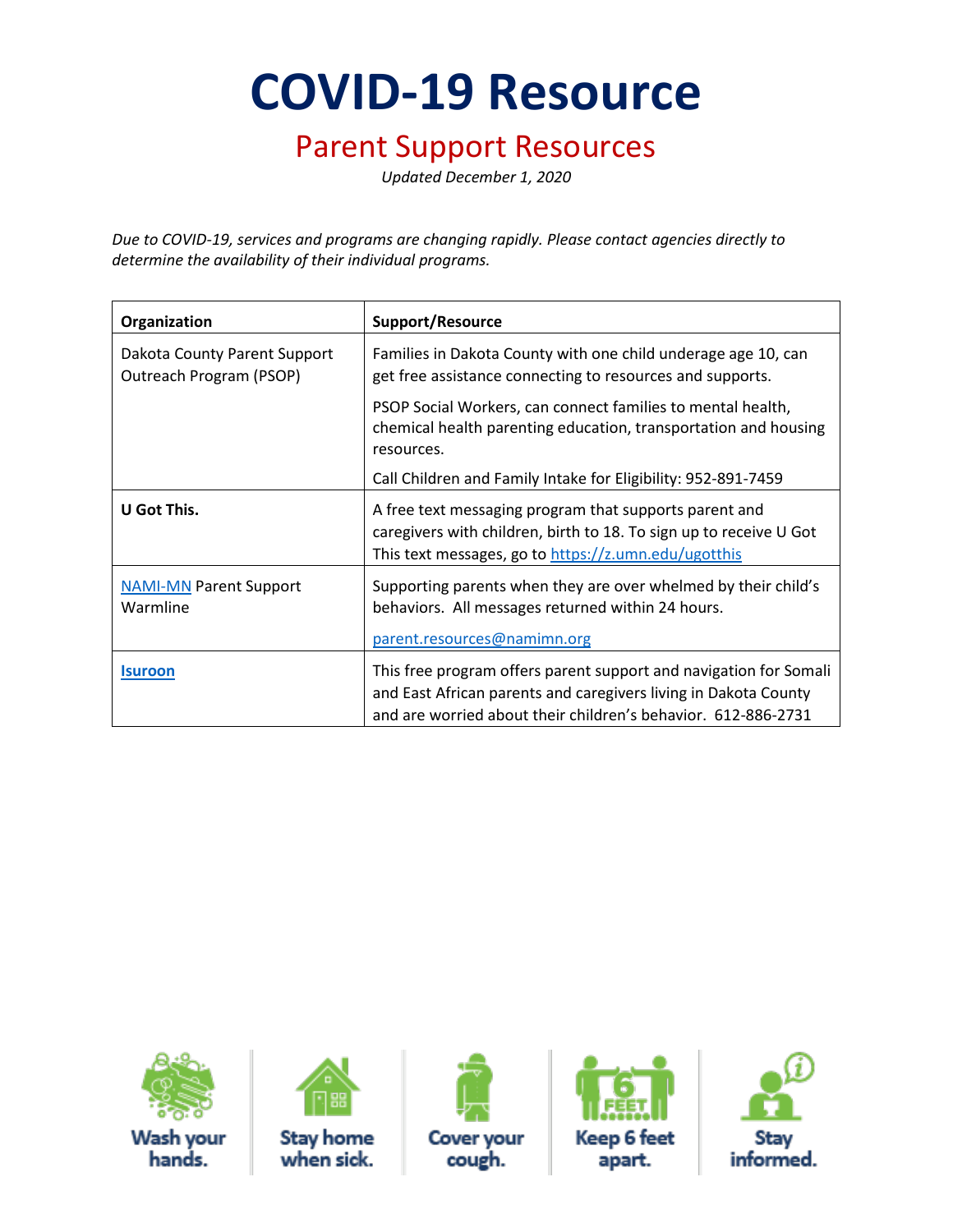# COVID-19 Resource

## Parent Support Resources

*Updated December 1, 2020*

*Due to COVID-19, services and programs are changing rapidly. Please contact agencies directly to determine the availability of their individual programs.*

| Organization | Support/Resource |
| --- | --- |
| Dakota County Parent Support Outreach Program (PSOP) | Families in Dakota County with one child underage age 10, can get free assistance connecting to resources and supports.<br><br>PSOP Social Workers, can connect families to mental health, chemical health parenting education, transportation and housing resources.<br><br>Call Children and Family Intake for Eligibility: 952-891-7459 |
| **U Got This.** | A free text messaging program that supports parent and caregivers with children, birth to 18. To sign up to receive U Got This text messages, go to https://z.umn.edu/ugotthis |
| NAMI-MN Parent Support Warmline | Supporting parents when they are over whelmed by their child's behaviors. All messages returned within 24 hours.<br><br>parent.resources@namimn.org |
| **Isuroon** | This free program offers parent support and navigation for Somali and East African parents and caregivers living in Dakota County and are worried about their children's behavior. 612-886-2731 |

Wash your hands. | Stay home when sick. | Cover your cough. | Keep 6 feet apart. | Stay informed.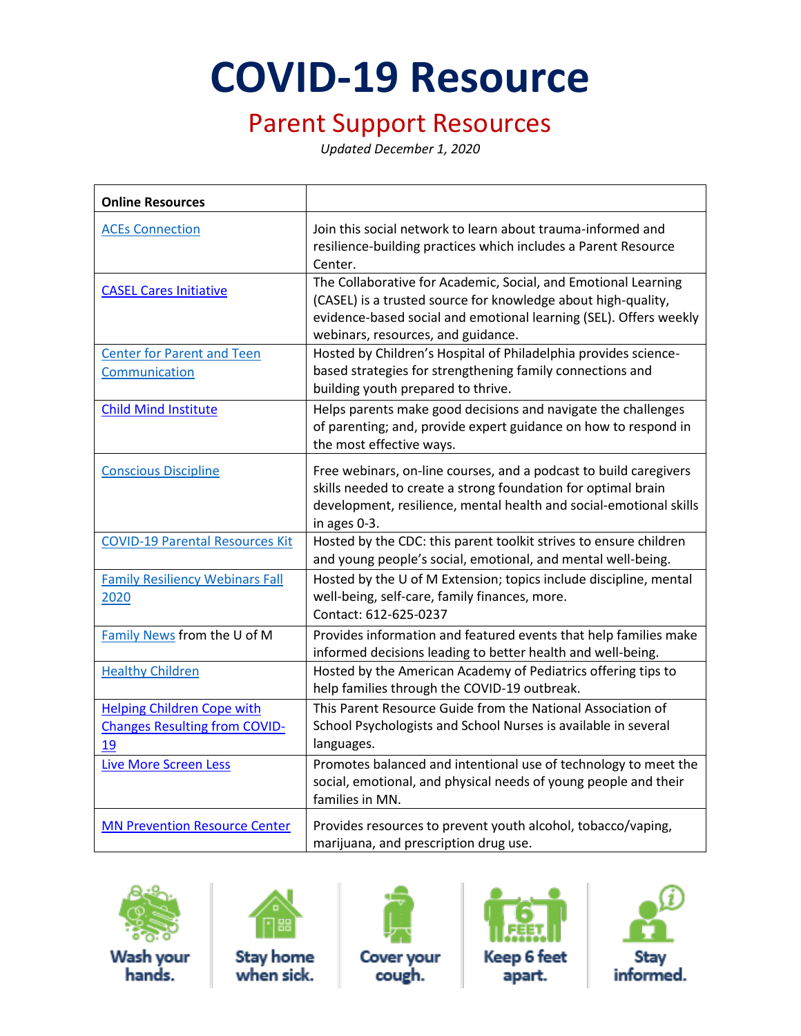# COVID-19 Resource

## Parent Support Resources

*Updated December 1, 2020*

| **Online Resources** | |
|---|---|
| ACEs Connection | Join this social network to learn about trauma-informed and resilience-building practices which includes a Parent Resource Center. |
| CASEL Cares Initiative | The Collaborative for Academic, Social, and Emotional Learning (CASEL) is a trusted source for knowledge about high-quality, evidence-based social and emotional learning (SEL). Offers weekly webinars, resources, and guidance. |
| Center for Parent and Teen Communication | Hosted by Children's Hospital of Philadelphia provides science-based strategies for strengthening family connections and building youth prepared to thrive. |
| Child Mind Institute | Helps parents make good decisions and navigate the challenges of parenting; and, provide expert guidance on how to respond in the most effective ways. |
| Conscious Discipline | Free webinars, on-line courses, and a podcast to build caregivers skills needed to create a strong foundation for optimal brain development, resilience, mental health and social-emotional skills in ages 0-3. |
| COVID-19 Parental Resources Kit | Hosted by the CDC: this parent toolkit strives to ensure children and young people's social, emotional, and mental well-being. |
| Family Resiliency Webinars Fall 2020 | Hosted by the U of M Extension; topics include discipline, mental well-being, self-care, family finances, more.<br>Contact: 612-625-0237 |
| Family News from the U of M | Provides information and featured events that help families make informed decisions leading to better health and well-being. |
| Healthy Children | Hosted by the American Academy of Pediatrics offering tips to help families through the COVID-19 outbreak. |
| Helping Children Cope with Changes Resulting from COVID-19 | This Parent Resource Guide from the National Association of School Psychologists and School Nurses is available in several languages. |
| Live More Screen Less | Promotes balanced and intentional use of technology to meet the social, emotional, and physical needs of young people and their families in MN. |
| MN Prevention Resource Center | Provides resources to prevent youth alcohol, tobacco/vaping, marijuana, and prescription drug use. |

Wash your hands. | Stay home when sick. | Cover your cough. | Keep 6 feet apart. | Stay informed.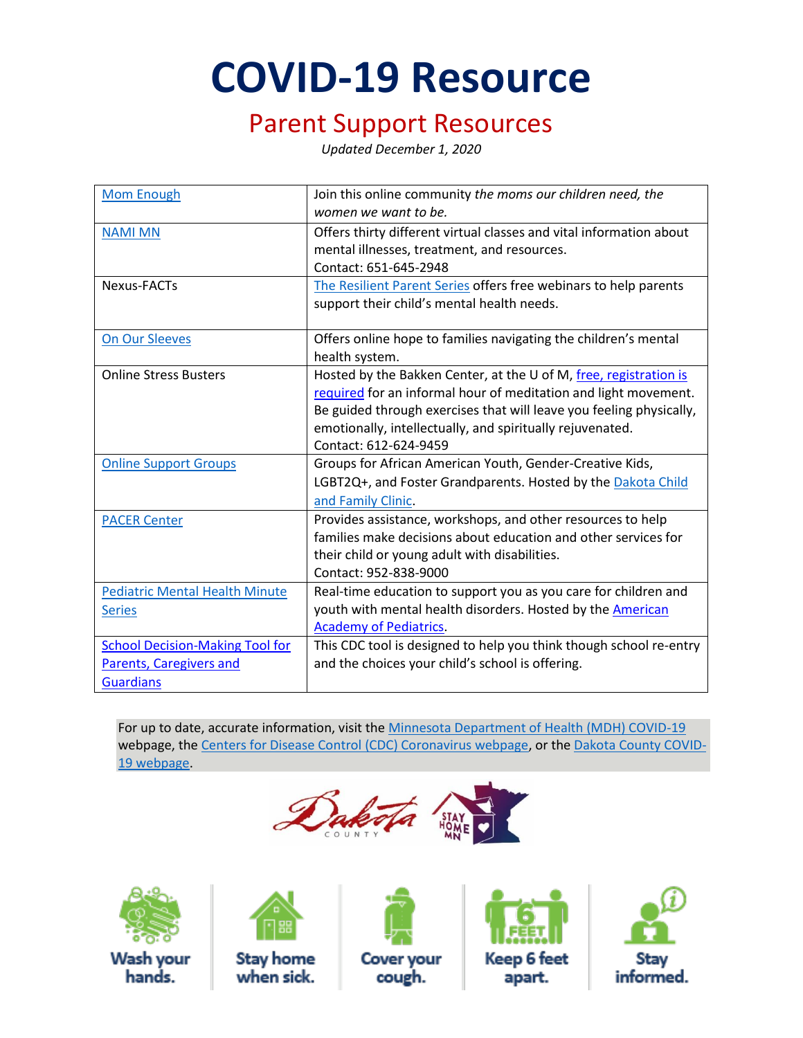# COVID-19 Resource

## Parent Support Resources

*Updated December 1, 2020*

| | |
|---|---|
| Mom Enough | Join this online community *the moms our children need, the women we want to be.* |
| NAMI MN | Offers thirty different virtual classes and vital information about mental illnesses, treatment, and resources.<br>Contact: 651-645-2948 |
| Nexus-FACTs | The Resilient Parent Series offers free webinars to help parents support their child's mental health needs. |
| On Our Sleeves | Offers online hope to families navigating the children's mental health system. |
| Online Stress Busters | Hosted by the Bakken Center, at the U of M, free, registration is required for an informal hour of meditation and light movement. Be guided through exercises that will leave you feeling physically, emotionally, intellectually, and spiritually rejuvenated.<br>Contact: 612-624-9459 |
| Online Support Groups | Groups for African American Youth, Gender-Creative Kids, LGBT2Q+, and Foster Grandparents. Hosted by the Dakota Child and Family Clinic. |
| PACER Center | Provides assistance, workshops, and other resources to help families make decisions about education and other services for their child or young adult with disabilities.<br>Contact: 952-838-9000 |
| Pediatric Mental Health Minute Series | Real-time education to support you as you care for children and youth with mental health disorders. Hosted by the American Academy of Pediatrics. |
| School Decision-Making Tool for Parents, Caregivers and Guardians | This CDC tool is designed to help you think though school re-entry and the choices your child's school is offering. |

For up to date, accurate information, visit the Minnesota Department of Health (MDH) COVID-19 webpage, the Centers for Disease Control (CDC) Coronavirus webpage, or the Dakota County COVID-19 webpage.

Dakota County | Stay Home MN

Wash your hands. | Stay home when sick. | Cover your cough. | Keep 6 feet apart. | Stay informed.